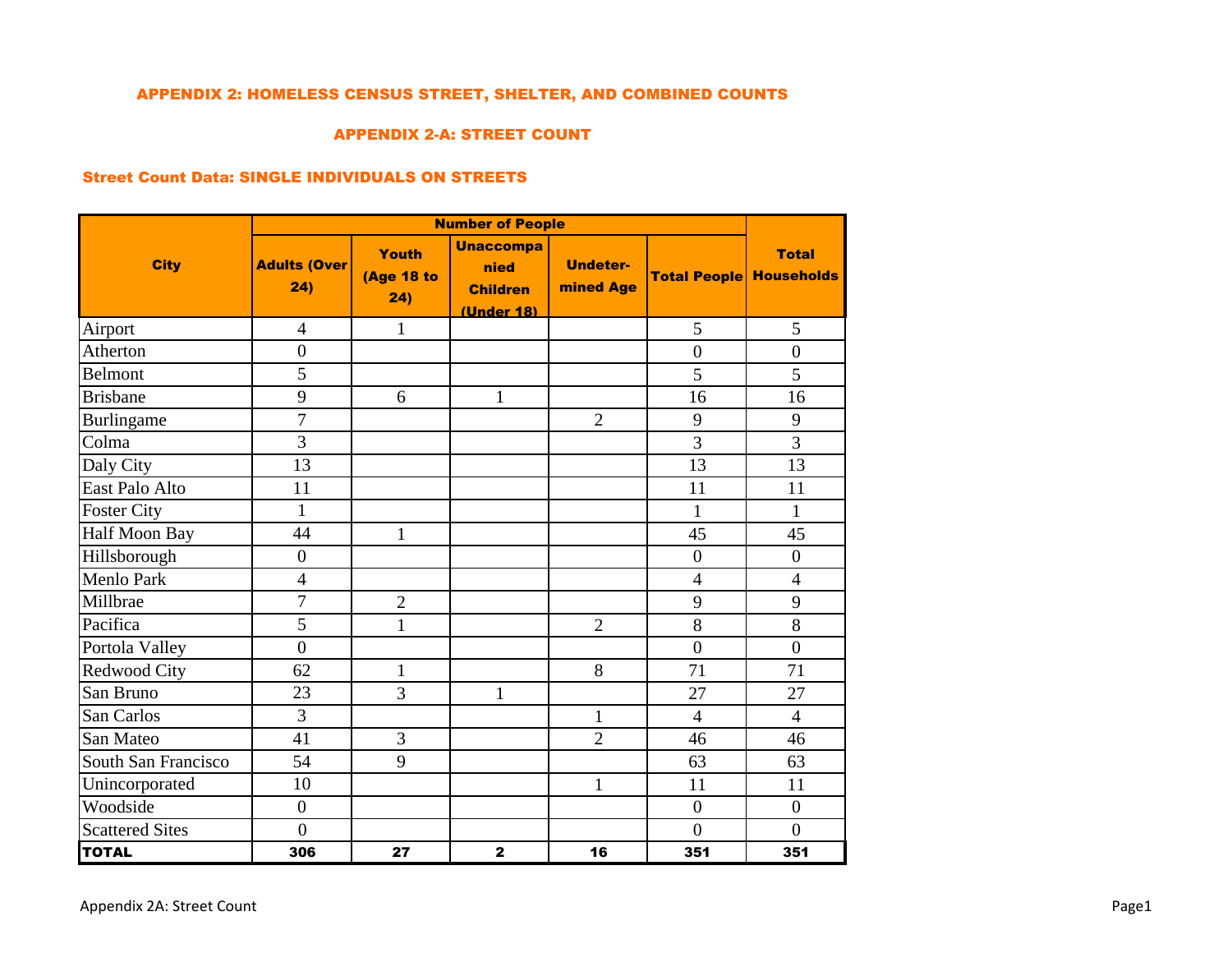# APPENDIX 2: HOMELESS CENSUS STREET, SHELTER, AND COMBINED COUNTS

## APPENDIX 2-A: STREET COUNT

### Street Count Data: SINGLE INDIVIDUALS ON STREETS

| City | Number of People | | | | | Total Households |
|---|---|---|---|---|---|---|
| | Adults (Over 24) | Youth (Age 18 to 24) | Unaccompanied Children (Under 18) | Undeter-mined Age | Total People | |
| Airport | 4 | 1 | | | 5 | 5 |
| Atherton | 0 | | | | 0 | 0 |
| Belmont | 5 | | | | 5 | 5 |
| Brisbane | 9 | 6 | 1 | | 16 | 16 |
| Burlingame | 7 | | | 2 | 9 | 9 |
| Colma | 3 | | | | 3 | 3 |
| Daly City | 13 | | | | 13 | 13 |
| East Palo Alto | 11 | | | | 11 | 11 |
| Foster City | 1 | | | | 1 | 1 |
| Half Moon Bay | 44 | 1 | | | 45 | 45 |
| Hillsborough | 0 | | | | 0 | 0 |
| Menlo Park | 4 | | | | 4 | 4 |
| Millbrae | 7 | 2 | | | 9 | 9 |
| Pacifica | 5 | 1 | | 2 | 8 | 8 |
| Portola Valley | 0 | | | | 0 | 0 |
| Redwood City | 62 | 1 | | 8 | 71 | 71 |
| San Bruno | 23 | 3 | 1 | | 27 | 27 |
| San Carlos | 3 | | | 1 | 4 | 4 |
| San Mateo | 41 | 3 | | 2 | 46 | 46 |
| South San Francisco | 54 | 9 | | | 63 | 63 |
| Unincorporated | 10 | | | 1 | 11 | 11 |
| Woodside | 0 | | | | 0 | 0 |
| Scattered Sites | 0 | | | | 0 | 0 |
| **TOTAL** | **306** | **27** | **2** | **16** | **351** | **351** |

Appendix 2A: Street Count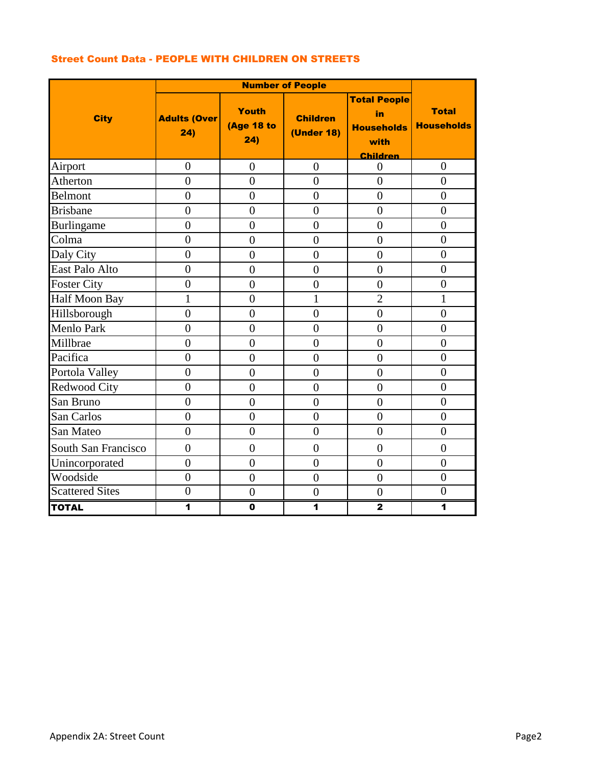## Street Count Data - PEOPLE WITH CHILDREN ON STREETS

| City | Number of People | | | | Total Households |
|---|---|---|---|---|---|
| | Adults (Over 24) | Youth (Age 18 to 24) | Children (Under 18) | Total People in Households with Children | |
| Airport | 0 | 0 | 0 | 0 | 0 |
| Atherton | 0 | 0 | 0 | 0 | 0 |
| Belmont | 0 | 0 | 0 | 0 | 0 |
| Brisbane | 0 | 0 | 0 | 0 | 0 |
| Burlingame | 0 | 0 | 0 | 0 | 0 |
| Colma | 0 | 0 | 0 | 0 | 0 |
| Daly City | 0 | 0 | 0 | 0 | 0 |
| East Palo Alto | 0 | 0 | 0 | 0 | 0 |
| Foster City | 0 | 0 | 0 | 0 | 0 |
| Half Moon Bay | 1 | 0 | 1 | 2 | 1 |
| Hillsborough | 0 | 0 | 0 | 0 | 0 |
| Menlo Park | 0 | 0 | 0 | 0 | 0 |
| Millbrae | 0 | 0 | 0 | 0 | 0 |
| Pacifica | 0 | 0 | 0 | 0 | 0 |
| Portola Valley | 0 | 0 | 0 | 0 | 0 |
| Redwood City | 0 | 0 | 0 | 0 | 0 |
| San Bruno | 0 | 0 | 0 | 0 | 0 |
| San Carlos | 0 | 0 | 0 | 0 | 0 |
| San Mateo | 0 | 0 | 0 | 0 | 0 |
| South San Francisco | 0 | 0 | 0 | 0 | 0 |
| Unincorporated | 0 | 0 | 0 | 0 | 0 |
| Woodside | 0 | 0 | 0 | 0 | 0 |
| Scattered Sites | 0 | 0 | 0 | 0 | 0 |
| **TOTAL** | **1** | **0** | **1** | **2** | **1** |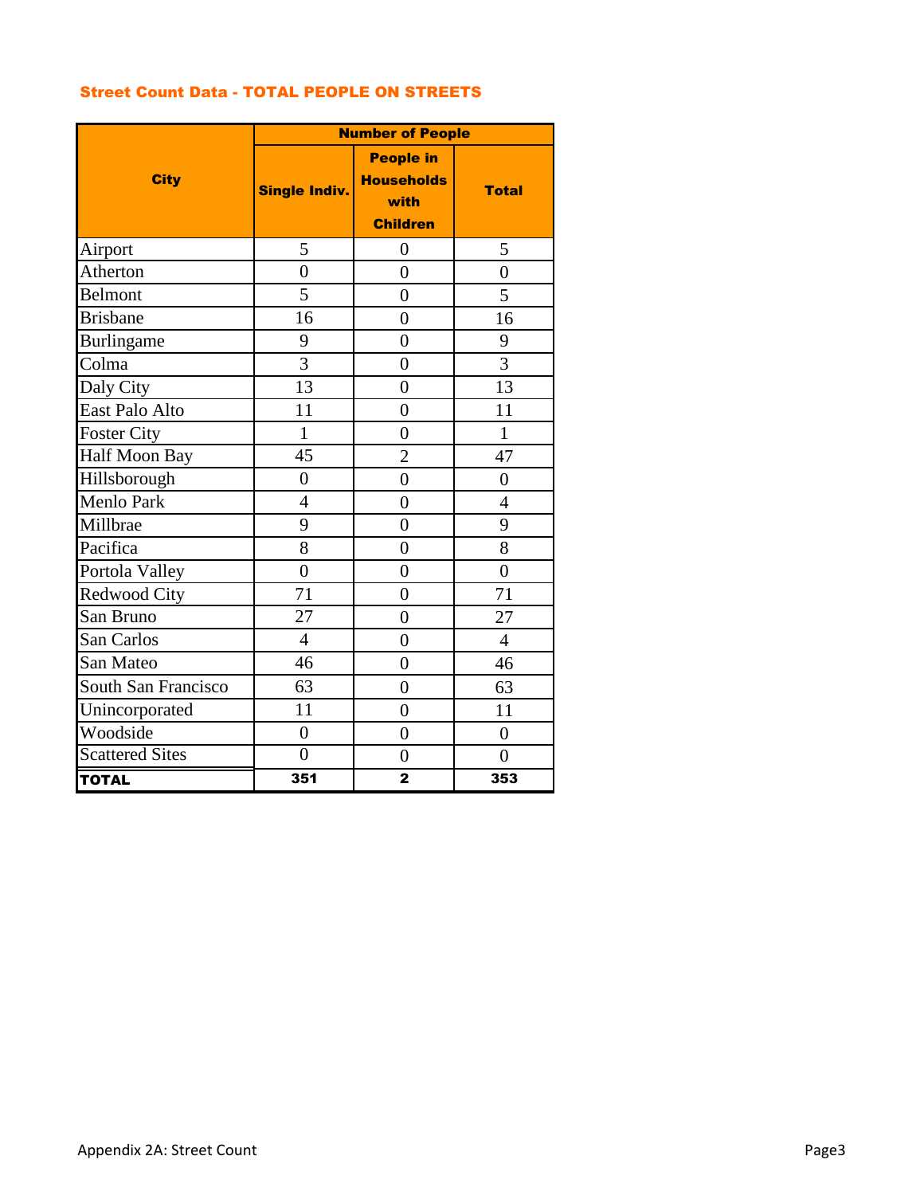## Street Count Data - TOTAL PEOPLE ON STREETS

| City | Number of People | | |
|---|---|---|---|
| | Single Indiv. | People in Households with Children | Total |
| Airport | 5 | 0 | 5 |
| Atherton | 0 | 0 | 0 |
| Belmont | 5 | 0 | 5 |
| Brisbane | 16 | 0 | 16 |
| Burlingame | 9 | 0 | 9 |
| Colma | 3 | 0 | 3 |
| Daly City | 13 | 0 | 13 |
| East Palo Alto | 11 | 0 | 11 |
| Foster City | 1 | 0 | 1 |
| Half Moon Bay | 45 | 2 | 47 |
| Hillsborough | 0 | 0 | 0 |
| Menlo Park | 4 | 0 | 4 |
| Millbrae | 9 | 0 | 9 |
| Pacifica | 8 | 0 | 8 |
| Portola Valley | 0 | 0 | 0 |
| Redwood City | 71 | 0 | 71 |
| San Bruno | 27 | 0 | 27 |
| San Carlos | 4 | 0 | 4 |
| San Mateo | 46 | 0 | 46 |
| South San Francisco | 63 | 0 | 63 |
| Unincorporated | 11 | 0 | 11 |
| Woodside | 0 | 0 | 0 |
| Scattered Sites | 0 | 0 | 0 |
| **TOTAL** | **351** | **2** | **353** |

Appendix 2A: Street Count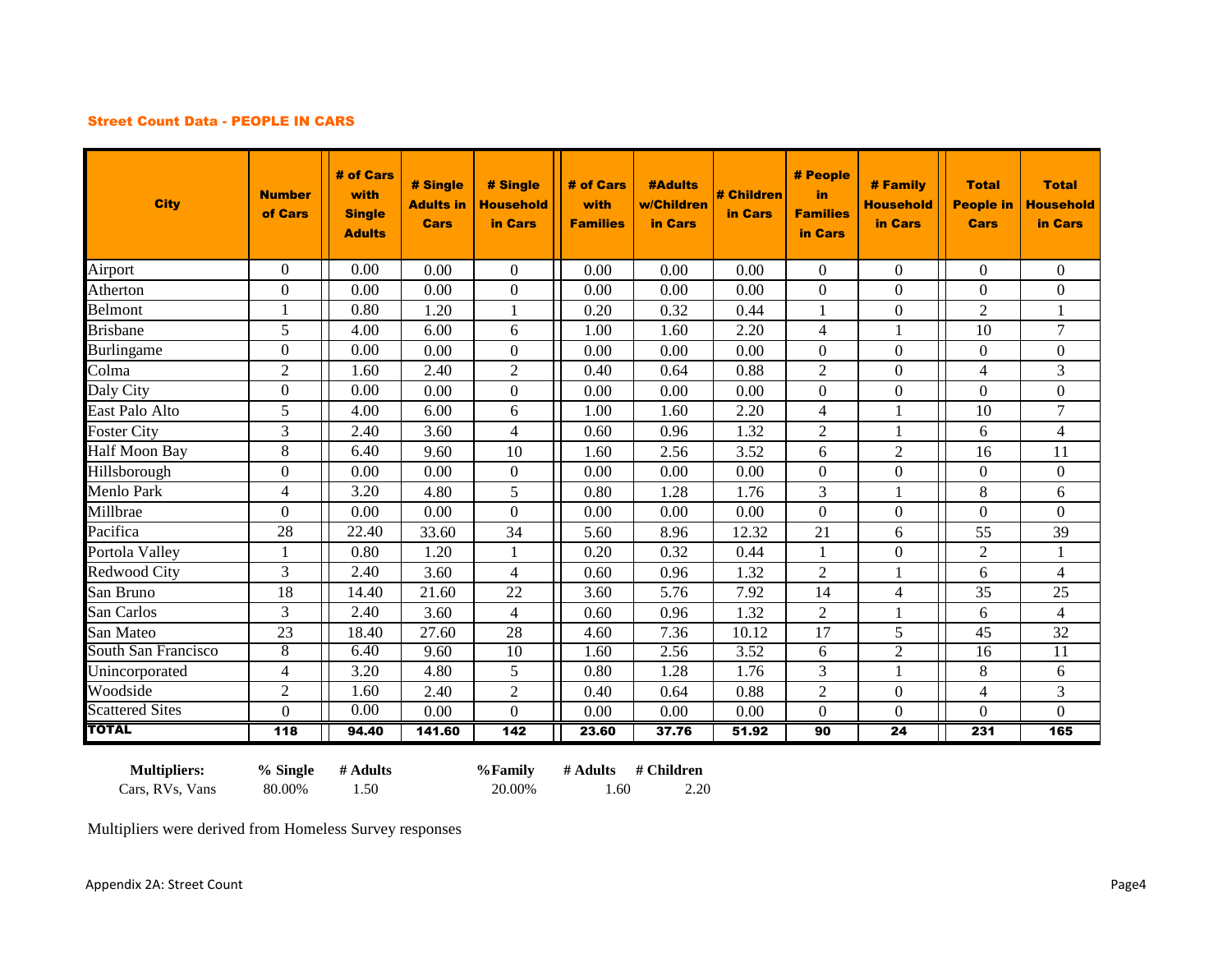### Street Count Data - PEOPLE IN CARS

| City | Number of Cars | # of Cars with Single Adults | # Single Adults in Cars | # Single Household in Cars | # of Cars with Families | #Adults w/Children in Cars | # Children in Cars | # People in Families in Cars | # Family Household in Cars | Total People in Cars | Total Household in Cars |
|---|---|---|---|---|---|---|---|---|---|---|---|
| Airport | 0 | 0.00 | 0.00 | 0 | 0.00 | 0.00 | 0.00 | 0 | 0 | 0 | 0 |
| Atherton | 0 | 0.00 | 0.00 | 0 | 0.00 | 0.00 | 0.00 | 0 | 0 | 0 | 0 |
| Belmont | 1 | 0.80 | 1.20 | 1 | 0.20 | 0.32 | 0.44 | 1 | 0 | 2 | 1 |
| Brisbane | 5 | 4.00 | 6.00 | 6 | 1.00 | 1.60 | 2.20 | 4 | 1 | 10 | 7 |
| Burlingame | 0 | 0.00 | 0.00 | 0 | 0.00 | 0.00 | 0.00 | 0 | 0 | 0 | 0 |
| Colma | 2 | 1.60 | 2.40 | 2 | 0.40 | 0.64 | 0.88 | 2 | 0 | 4 | 3 |
| Daly City | 0 | 0.00 | 0.00 | 0 | 0.00 | 0.00 | 0.00 | 0 | 0 | 0 | 0 |
| East Palo Alto | 5 | 4.00 | 6.00 | 6 | 1.00 | 1.60 | 2.20 | 4 | 1 | 10 | 7 |
| Foster City | 3 | 2.40 | 3.60 | 4 | 0.60 | 0.96 | 1.32 | 2 | 1 | 6 | 4 |
| Half Moon Bay | 8 | 6.40 | 9.60 | 10 | 1.60 | 2.56 | 3.52 | 6 | 2 | 16 | 11 |
| Hillsborough | 0 | 0.00 | 0.00 | 0 | 0.00 | 0.00 | 0.00 | 0 | 0 | 0 | 0 |
| Menlo Park | 4 | 3.20 | 4.80 | 5 | 0.80 | 1.28 | 1.76 | 3 | 1 | 8 | 6 |
| Millbrae | 0 | 0.00 | 0.00 | 0 | 0.00 | 0.00 | 0.00 | 0 | 0 | 0 | 0 |
| Pacifica | 28 | 22.40 | 33.60 | 34 | 5.60 | 8.96 | 12.32 | 21 | 6 | 55 | 39 |
| Portola Valley | 1 | 0.80 | 1.20 | 1 | 0.20 | 0.32 | 0.44 | 1 | 0 | 2 | 1 |
| Redwood City | 3 | 2.40 | 3.60 | 4 | 0.60 | 0.96 | 1.32 | 2 | 1 | 6 | 4 |
| San Bruno | 18 | 14.40 | 21.60 | 22 | 3.60 | 5.76 | 7.92 | 14 | 4 | 35 | 25 |
| San Carlos | 3 | 2.40 | 3.60 | 4 | 0.60 | 0.96 | 1.32 | 2 | 1 | 6 | 4 |
| San Mateo | 23 | 18.40 | 27.60 | 28 | 4.60 | 7.36 | 10.12 | 17 | 5 | 45 | 32 |
| South San Francisco | 8 | 6.40 | 9.60 | 10 | 1.60 | 2.56 | 3.52 | 6 | 2 | 16 | 11 |
| Unincorporated | 4 | 3.20 | 4.80 | 5 | 0.80 | 1.28 | 1.76 | 3 | 1 | 8 | 6 |
| Woodside | 2 | 1.60 | 2.40 | 2 | 0.40 | 0.64 | 0.88 | 2 | 0 | 4 | 3 |
| Scattered Sites | 0 | 0.00 | 0.00 | 0 | 0.00 | 0.00 | 0.00 | 0 | 0 | 0 | 0 |
| **TOTAL** | **118** | **94.40** | **141.60** | **142** | **23.60** | **37.76** | **51.92** | **90** | **24** | **231** | **165** |

| Multipliers: | % Single | # Adults | %Family | # Adults | # Children |
|---|---|---|---|---|---|
| Cars, RVs, Vans | 80.00% | 1.50 | 20.00% | 1.60 | 2.20 |

Multipliers were derived from Homeless Survey responses

Appendix 2A: Street Count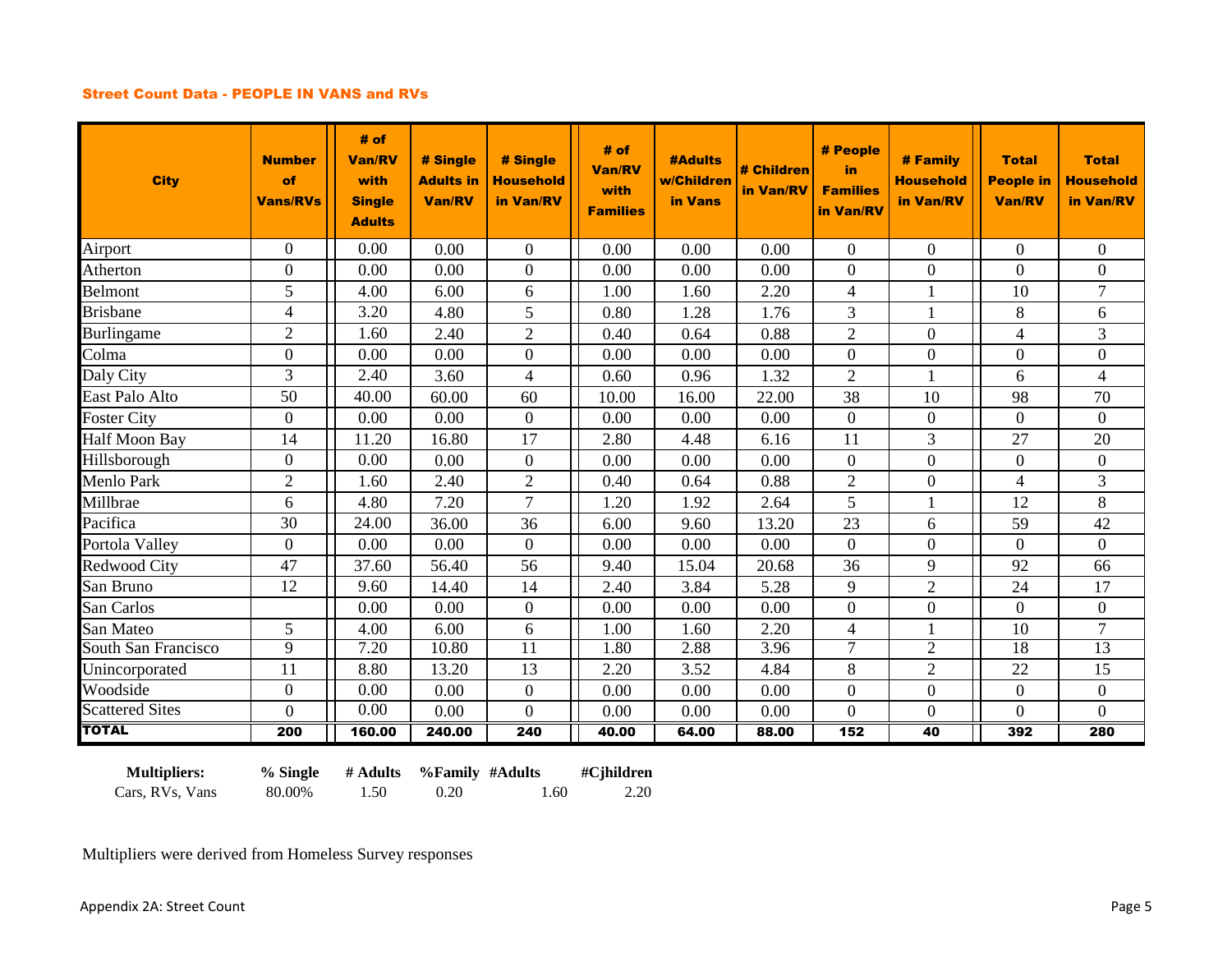### Street Count Data - PEOPLE IN VANS and RVs

| City | Number of Vans/RVs | # of Van/RV with Single Adults | # Single Adults in Van/RV | # Single Household in Van/RV | # of Van/RV with Families | #Adults w/Children in Vans | # Children in Van/RV | # People in Families in Van/RV | # Family Household in Van/RV | Total People in Van/RV | Total Household in Van/RV |
|---|---|---|---|---|---|---|---|---|---|---|---|
| Airport | 0 | 0.00 | 0.00 | 0 | 0.00 | 0.00 | 0.00 | 0 | 0 | 0 | 0 |
| Atherton | 0 | 0.00 | 0.00 | 0 | 0.00 | 0.00 | 0.00 | 0 | 0 | 0 | 0 |
| Belmont | 5 | 4.00 | 6.00 | 6 | 1.00 | 1.60 | 2.20 | 4 | 1 | 10 | 7 |
| Brisbane | 4 | 3.20 | 4.80 | 5 | 0.80 | 1.28 | 1.76 | 3 | 1 | 8 | 6 |
| Burlingame | 2 | 1.60 | 2.40 | 2 | 0.40 | 0.64 | 0.88 | 2 | 0 | 4 | 3 |
| Colma | 0 | 0.00 | 0.00 | 0 | 0.00 | 0.00 | 0.00 | 0 | 0 | 0 | 0 |
| Daly City | 3 | 2.40 | 3.60 | 4 | 0.60 | 0.96 | 1.32 | 2 | 1 | 6 | 4 |
| East Palo Alto | 50 | 40.00 | 60.00 | 60 | 10.00 | 16.00 | 22.00 | 38 | 10 | 98 | 70 |
| Foster City | 0 | 0.00 | 0.00 | 0 | 0.00 | 0.00 | 0.00 | 0 | 0 | 0 | 0 |
| Half Moon Bay | 14 | 11.20 | 16.80 | 17 | 2.80 | 4.48 | 6.16 | 11 | 3 | 27 | 20 |
| Hillsborough | 0 | 0.00 | 0.00 | 0 | 0.00 | 0.00 | 0.00 | 0 | 0 | 0 | 0 |
| Menlo Park | 2 | 1.60 | 2.40 | 2 | 0.40 | 0.64 | 0.88 | 2 | 0 | 4 | 3 |
| Millbrae | 6 | 4.80 | 7.20 | 7 | 1.20 | 1.92 | 2.64 | 5 | 1 | 12 | 8 |
| Pacifica | 30 | 24.00 | 36.00 | 36 | 6.00 | 9.60 | 13.20 | 23 | 6 | 59 | 42 |
| Portola Valley | 0 | 0.00 | 0.00 | 0 | 0.00 | 0.00 | 0.00 | 0 | 0 | 0 | 0 |
| Redwood City | 47 | 37.60 | 56.40 | 56 | 9.40 | 15.04 | 20.68 | 36 | 9 | 92 | 66 |
| San Bruno | 12 | 9.60 | 14.40 | 14 | 2.40 | 3.84 | 5.28 | 9 | 2 | 24 | 17 |
| San Carlos | | 0.00 | 0.00 | 0 | 0.00 | 0.00 | 0.00 | 0 | 0 | 0 | 0 |
| San Mateo | 5 | 4.00 | 6.00 | 6 | 1.00 | 1.60 | 2.20 | 4 | 1 | 10 | 7 |
| South San Francisco | 9 | 7.20 | 10.80 | 11 | 1.80 | 2.88 | 3.96 | 7 | 2 | 18 | 13 |
| Unincorporated | 11 | 8.80 | 13.20 | 13 | 2.20 | 3.52 | 4.84 | 8 | 2 | 22 | 15 |
| Woodside | 0 | 0.00 | 0.00 | 0 | 0.00 | 0.00 | 0.00 | 0 | 0 | 0 | 0 |
| Scattered Sites | 0 | 0.00 | 0.00 | 0 | 0.00 | 0.00 | 0.00 | 0 | 0 | 0 | 0 |
| **TOTAL** | **200** | **160.00** | **240.00** | **240** | **40.00** | **64.00** | **88.00** | **152** | **40** | **392** | **280** |

| Multipliers: | % Single | # Adults | %Family | #Adults | #Cjhildren |
|---|---|---|---|---|---|
| Cars, RVs, Vans | 80.00% | 1.50 | 0.20 | 1.60 | 2.20 |

Multipliers were derived from Homeless Survey responses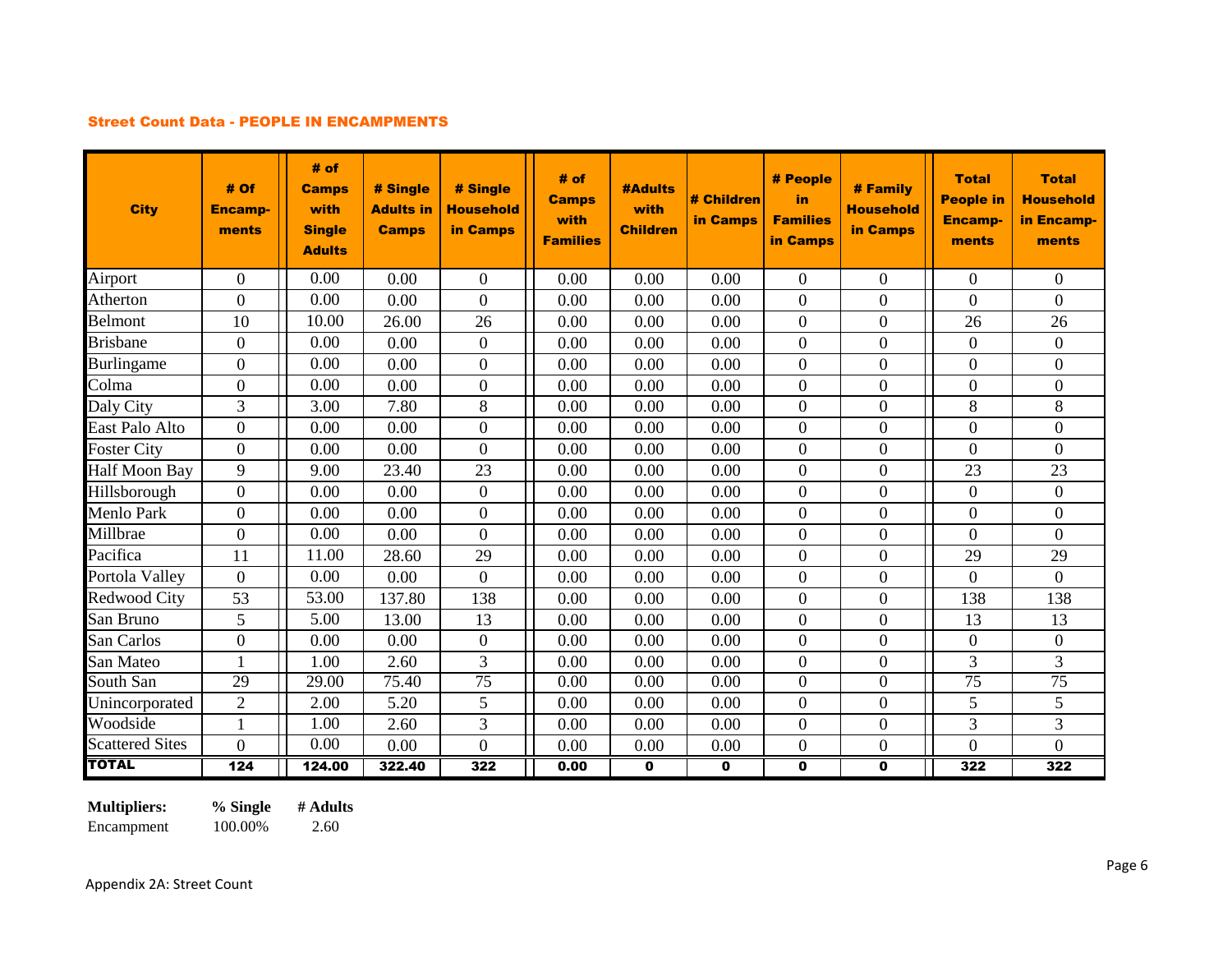### Street Count Data - PEOPLE IN ENCAMPMENTS

| City | # Of Encamp-ments | # of Camps with Single Adults | # Single Adults in Camps | # Single Household in Camps | # of Camps with Families | #Adults with Children | # Children in Camps | # People in Families in Camps | # Family Household in Camps | Total People in Encamp-ments | Total Household in Encamp-ments |
|---|---|---|---|---|---|---|---|---|---|---|---|
| Airport | 0 | 0.00 | 0.00 | 0 | 0.00 | 0.00 | 0.00 | 0 | 0 | 0 | 0 |
| Atherton | 0 | 0.00 | 0.00 | 0 | 0.00 | 0.00 | 0.00 | 0 | 0 | 0 | 0 |
| Belmont | 10 | 10.00 | 26.00 | 26 | 0.00 | 0.00 | 0.00 | 0 | 0 | 26 | 26 |
| Brisbane | 0 | 0.00 | 0.00 | 0 | 0.00 | 0.00 | 0.00 | 0 | 0 | 0 | 0 |
| Burlingame | 0 | 0.00 | 0.00 | 0 | 0.00 | 0.00 | 0.00 | 0 | 0 | 0 | 0 |
| Colma | 0 | 0.00 | 0.00 | 0 | 0.00 | 0.00 | 0.00 | 0 | 0 | 0 | 0 |
| Daly City | 3 | 3.00 | 7.80 | 8 | 0.00 | 0.00 | 0.00 | 0 | 0 | 8 | 8 |
| East Palo Alto | 0 | 0.00 | 0.00 | 0 | 0.00 | 0.00 | 0.00 | 0 | 0 | 0 | 0 |
| Foster City | 0 | 0.00 | 0.00 | 0 | 0.00 | 0.00 | 0.00 | 0 | 0 | 0 | 0 |
| Half Moon Bay | 9 | 9.00 | 23.40 | 23 | 0.00 | 0.00 | 0.00 | 0 | 0 | 23 | 23 |
| Hillsborough | 0 | 0.00 | 0.00 | 0 | 0.00 | 0.00 | 0.00 | 0 | 0 | 0 | 0 |
| Menlo Park | 0 | 0.00 | 0.00 | 0 | 0.00 | 0.00 | 0.00 | 0 | 0 | 0 | 0 |
| Millbrae | 0 | 0.00 | 0.00 | 0 | 0.00 | 0.00 | 0.00 | 0 | 0 | 0 | 0 |
| Pacifica | 11 | 11.00 | 28.60 | 29 | 0.00 | 0.00 | 0.00 | 0 | 0 | 29 | 29 |
| Portola Valley | 0 | 0.00 | 0.00 | 0 | 0.00 | 0.00 | 0.00 | 0 | 0 | 0 | 0 |
| Redwood City | 53 | 53.00 | 137.80 | 138 | 0.00 | 0.00 | 0.00 | 0 | 0 | 138 | 138 |
| San Bruno | 5 | 5.00 | 13.00 | 13 | 0.00 | 0.00 | 0.00 | 0 | 0 | 13 | 13 |
| San Carlos | 0 | 0.00 | 0.00 | 0 | 0.00 | 0.00 | 0.00 | 0 | 0 | 0 | 0 |
| San Mateo | 1 | 1.00 | 2.60 | 3 | 0.00 | 0.00 | 0.00 | 0 | 0 | 3 | 3 |
| South San | 29 | 29.00 | 75.40 | 75 | 0.00 | 0.00 | 0.00 | 0 | 0 | 75 | 75 |
| Unincorporated | 2 | 2.00 | 5.20 | 5 | 0.00 | 0.00 | 0.00 | 0 | 0 | 5 | 5 |
| Woodside | 1 | 1.00 | 2.60 | 3 | 0.00 | 0.00 | 0.00 | 0 | 0 | 3 | 3 |
| Scattered Sites | 0 | 0.00 | 0.00 | 0 | 0.00 | 0.00 | 0.00 | 0 | 0 | 0 | 0 |
| **TOTAL** | **124** | **124.00** | **322.40** | **322** | **0.00** | **0** | **0** | **0** | **0** | **322** | **322** |

| Multipliers: | % Single | # Adults |
|---|---|---|
| Encampment | 100.00% | 2.60 |

Appendix 2A: Street Count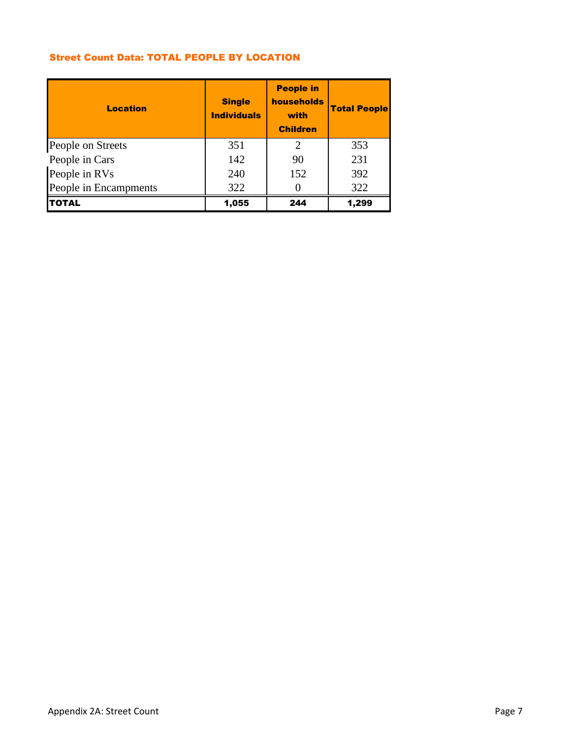## Street Count Data: TOTAL PEOPLE BY LOCATION

| Location | Single Individuals | People in households with Children | Total People |
|---|---|---|---|
| People on Streets | 351 | 2 | 353 |
| People in Cars | 142 | 90 | 231 |
| People in RVs | 240 | 152 | 392 |
| People in Encampments | 322 | 0 | 322 |
| **TOTAL** | **1,055** | **244** | **1,299** |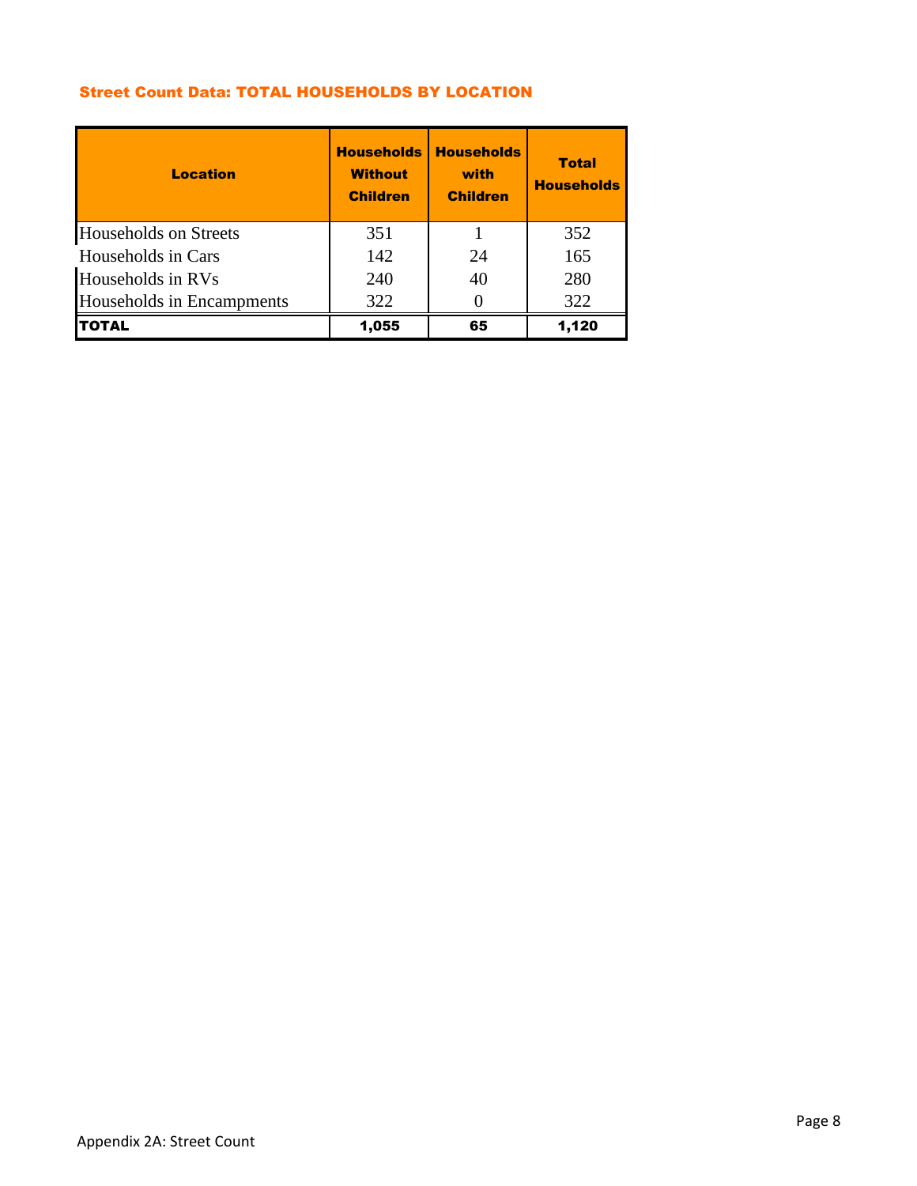### Street Count Data: TOTAL HOUSEHOLDS BY LOCATION

| Location | Households Without Children | Households with Children | Total Households |
|---|---|---|---|
| Households on Streets | 351 | 1 | 352 |
| Households in Cars | 142 | 24 | 165 |
| Households in RVs | 240 | 40 | 280 |
| Households in Encampments | 322 | 0 | 322 |
| **TOTAL** | **1,055** | **65** | **1,120** |

Appendix 2A: Street Count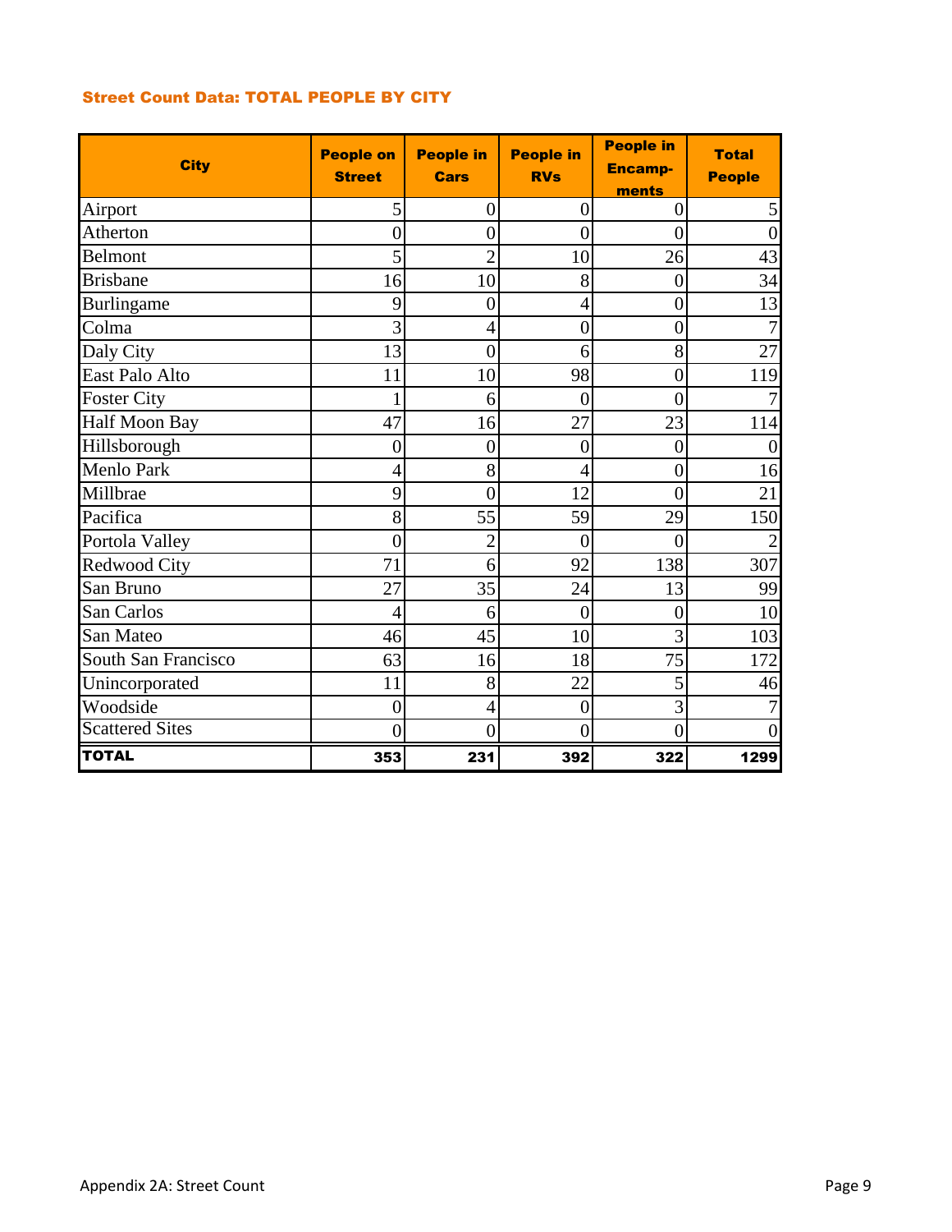### Street Count Data: TOTAL PEOPLE BY CITY

| City | People on Street | People in Cars | People in RVs | People in Encamp-ments | Total People |
|---|---|---|---|---|---|
| Airport | 5 | 0 | 0 | 0 | 5 |
| Atherton | 0 | 0 | 0 | 0 | 0 |
| Belmont | 5 | 2 | 10 | 26 | 43 |
| Brisbane | 16 | 10 | 8 | 0 | 34 |
| Burlingame | 9 | 0 | 4 | 0 | 13 |
| Colma | 3 | 4 | 0 | 0 | 7 |
| Daly City | 13 | 0 | 6 | 8 | 27 |
| East Palo Alto | 11 | 10 | 98 | 0 | 119 |
| Foster City | 1 | 6 | 0 | 0 | 7 |
| Half Moon Bay | 47 | 16 | 27 | 23 | 114 |
| Hillsborough | 0 | 0 | 0 | 0 | 0 |
| Menlo Park | 4 | 8 | 4 | 0 | 16 |
| Millbrae | 9 | 0 | 12 | 0 | 21 |
| Pacifica | 8 | 55 | 59 | 29 | 150 |
| Portola Valley | 0 | 2 | 0 | 0 | 2 |
| Redwood City | 71 | 6 | 92 | 138 | 307 |
| San Bruno | 27 | 35 | 24 | 13 | 99 |
| San Carlos | 4 | 6 | 0 | 0 | 10 |
| San Mateo | 46 | 45 | 10 | 3 | 103 |
| South San Francisco | 63 | 16 | 18 | 75 | 172 |
| Unincorporated | 11 | 8 | 22 | 5 | 46 |
| Woodside | 0 | 4 | 0 | 3 | 7 |
| Scattered Sites | 0 | 0 | 0 | 0 | 0 |
| **TOTAL** | **353** | **231** | **392** | **322** | **1299** |

Appendix 2A: Street Count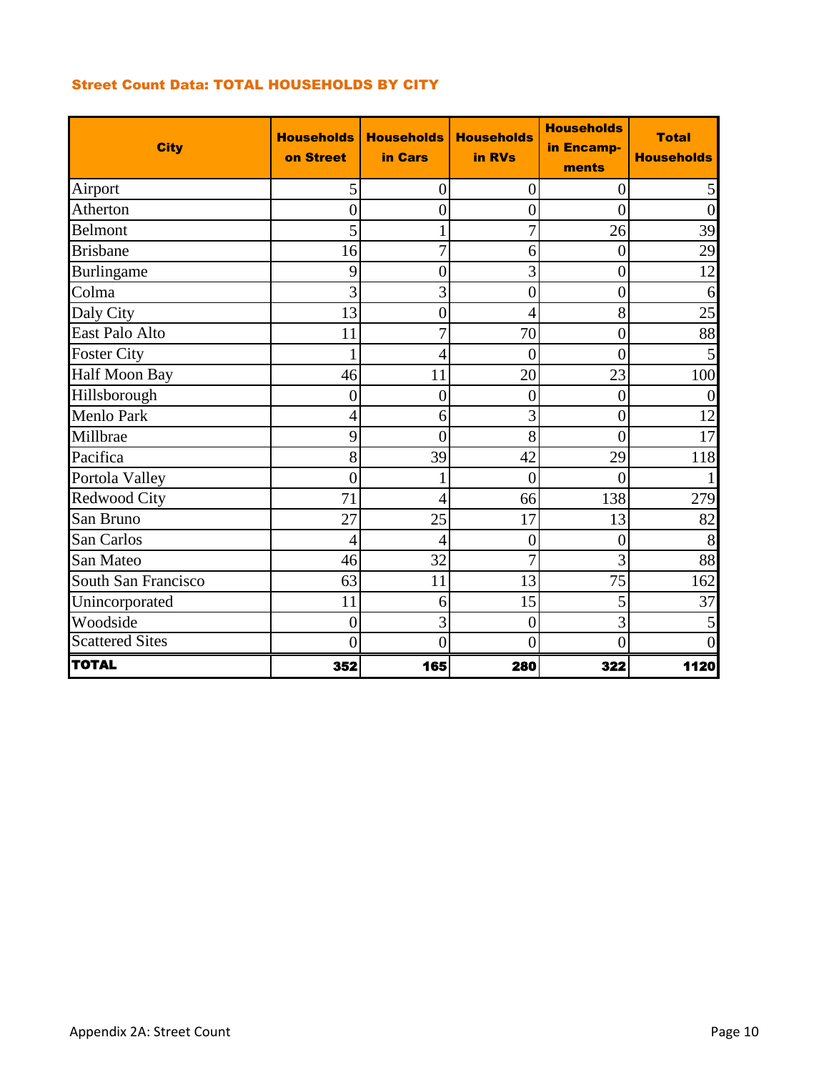### Street Count Data: TOTAL HOUSEHOLDS BY CITY

| City | Households on Street | Households in Cars | Households in RVs | Households in Encamp-ments | Total Households |
|---|---|---|---|---|---|
| Airport | 5 | 0 | 0 | 0 | 5 |
| Atherton | 0 | 0 | 0 | 0 | 0 |
| Belmont | 5 | 1 | 7 | 26 | 39 |
| Brisbane | 16 | 7 | 6 | 0 | 29 |
| Burlingame | 9 | 0 | 3 | 0 | 12 |
| Colma | 3 | 3 | 0 | 0 | 6 |
| Daly City | 13 | 0 | 4 | 8 | 25 |
| East Palo Alto | 11 | 7 | 70 | 0 | 88 |
| Foster City | 1 | 4 | 0 | 0 | 5 |
| Half Moon Bay | 46 | 11 | 20 | 23 | 100 |
| Hillsborough | 0 | 0 | 0 | 0 | 0 |
| Menlo Park | 4 | 6 | 3 | 0 | 12 |
| Millbrae | 9 | 0 | 8 | 0 | 17 |
| Pacifica | 8 | 39 | 42 | 29 | 118 |
| Portola Valley | 0 | 1 | 0 | 0 | 1 |
| Redwood City | 71 | 4 | 66 | 138 | 279 |
| San Bruno | 27 | 25 | 17 | 13 | 82 |
| San Carlos | 4 | 4 | 0 | 0 | 8 |
| San Mateo | 46 | 32 | 7 | 3 | 88 |
| South San Francisco | 63 | 11 | 13 | 75 | 162 |
| Unincorporated | 11 | 6 | 15 | 5 | 37 |
| Woodside | 0 | 3 | 0 | 3 | 5 |
| Scattered Sites | 0 | 0 | 0 | 0 | 0 |
| **TOTAL** | **352** | **165** | **280** | **322** | **1120** |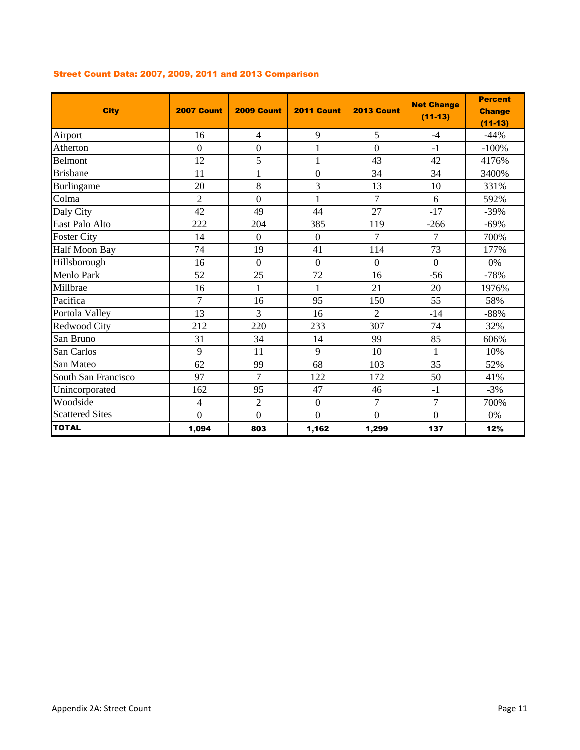### Street Count Data: 2007, 2009, 2011 and 2013 Comparison

| City | 2007 Count | 2009 Count | 2011 Count | 2013 Count | Net Change (11-13) | Percent Change (11-13) |
|---|---|---|---|---|---|---|
| Airport | 16 | 4 | 9 | 5 | -4 | -44% |
| Atherton | 0 | 0 | 1 | 0 | -1 | -100% |
| Belmont | 12 | 5 | 1 | 43 | 42 | 4176% |
| Brisbane | 11 | 1 | 0 | 34 | 34 | 3400% |
| Burlingame | 20 | 8 | 3 | 13 | 10 | 331% |
| Colma | 2 | 0 | 1 | 7 | 6 | 592% |
| Daly City | 42 | 49 | 44 | 27 | -17 | -39% |
| East Palo Alto | 222 | 204 | 385 | 119 | -266 | -69% |
| Foster City | 14 | 0 | 0 | 7 | 7 | 700% |
| Half Moon Bay | 74 | 19 | 41 | 114 | 73 | 177% |
| Hillsborough | 16 | 0 | 0 | 0 | 0 | 0% |
| Menlo Park | 52 | 25 | 72 | 16 | -56 | -78% |
| Millbrae | 16 | 1 | 1 | 21 | 20 | 1976% |
| Pacifica | 7 | 16 | 95 | 150 | 55 | 58% |
| Portola Valley | 13 | 3 | 16 | 2 | -14 | -88% |
| Redwood City | 212 | 220 | 233 | 307 | 74 | 32% |
| San Bruno | 31 | 34 | 14 | 99 | 85 | 606% |
| San Carlos | 9 | 11 | 9 | 10 | 1 | 10% |
| San Mateo | 62 | 99 | 68 | 103 | 35 | 52% |
| South San Francisco | 97 | 7 | 122 | 172 | 50 | 41% |
| Unincorporated | 162 | 95 | 47 | 46 | -1 | -3% |
| Woodside | 4 | 2 | 0 | 7 | 7 | 700% |
| Scattered Sites | 0 | 0 | 0 | 0 | 0 | 0% |
| **TOTAL** | **1,094** | **803** | **1,162** | **1,299** | **137** | **12%** |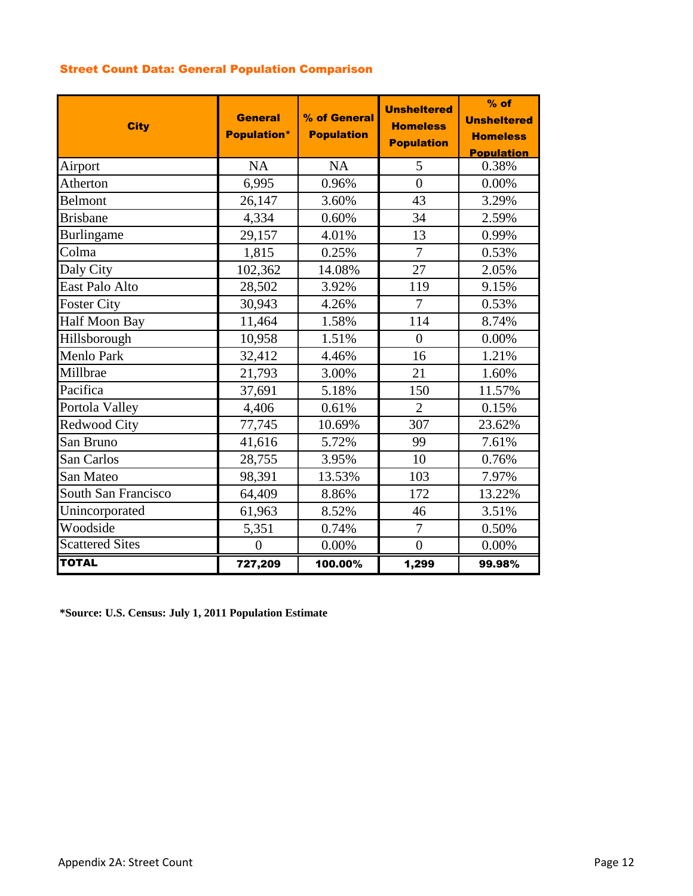### Street Count Data: General Population Comparison

| City | General Population* | % of General Population | Unsheltered Homeless Population | % of Unsheltered Homeless Population |
|---|---|---|---|---|
| Airport | NA | NA | 5 | 0.38% |
| Atherton | 6,995 | 0.96% | 0 | 0.00% |
| Belmont | 26,147 | 3.60% | 43 | 3.29% |
| Brisbane | 4,334 | 0.60% | 34 | 2.59% |
| Burlingame | 29,157 | 4.01% | 13 | 0.99% |
| Colma | 1,815 | 0.25% | 7 | 0.53% |
| Daly City | 102,362 | 14.08% | 27 | 2.05% |
| East Palo Alto | 28,502 | 3.92% | 119 | 9.15% |
| Foster City | 30,943 | 4.26% | 7 | 0.53% |
| Half Moon Bay | 11,464 | 1.58% | 114 | 8.74% |
| Hillsborough | 10,958 | 1.51% | 0 | 0.00% |
| Menlo Park | 32,412 | 4.46% | 16 | 1.21% |
| Millbrae | 21,793 | 3.00% | 21 | 1.60% |
| Pacifica | 37,691 | 5.18% | 150 | 11.57% |
| Portola Valley | 4,406 | 0.61% | 2 | 0.15% |
| Redwood City | 77,745 | 10.69% | 307 | 23.62% |
| San Bruno | 41,616 | 5.72% | 99 | 7.61% |
| San Carlos | 28,755 | 3.95% | 10 | 0.76% |
| San Mateo | 98,391 | 13.53% | 103 | 7.97% |
| South San Francisco | 64,409 | 8.86% | 172 | 13.22% |
| Unincorporated | 61,963 | 8.52% | 46 | 3.51% |
| Woodside | 5,351 | 0.74% | 7 | 0.50% |
| Scattered Sites | 0 | 0.00% | 0 | 0.00% |
| **TOTAL** | **727,209** | **100.00%** | **1,299** | **99.98%** |

**\*Source: U.S. Census: July 1, 2011 Population Estimate**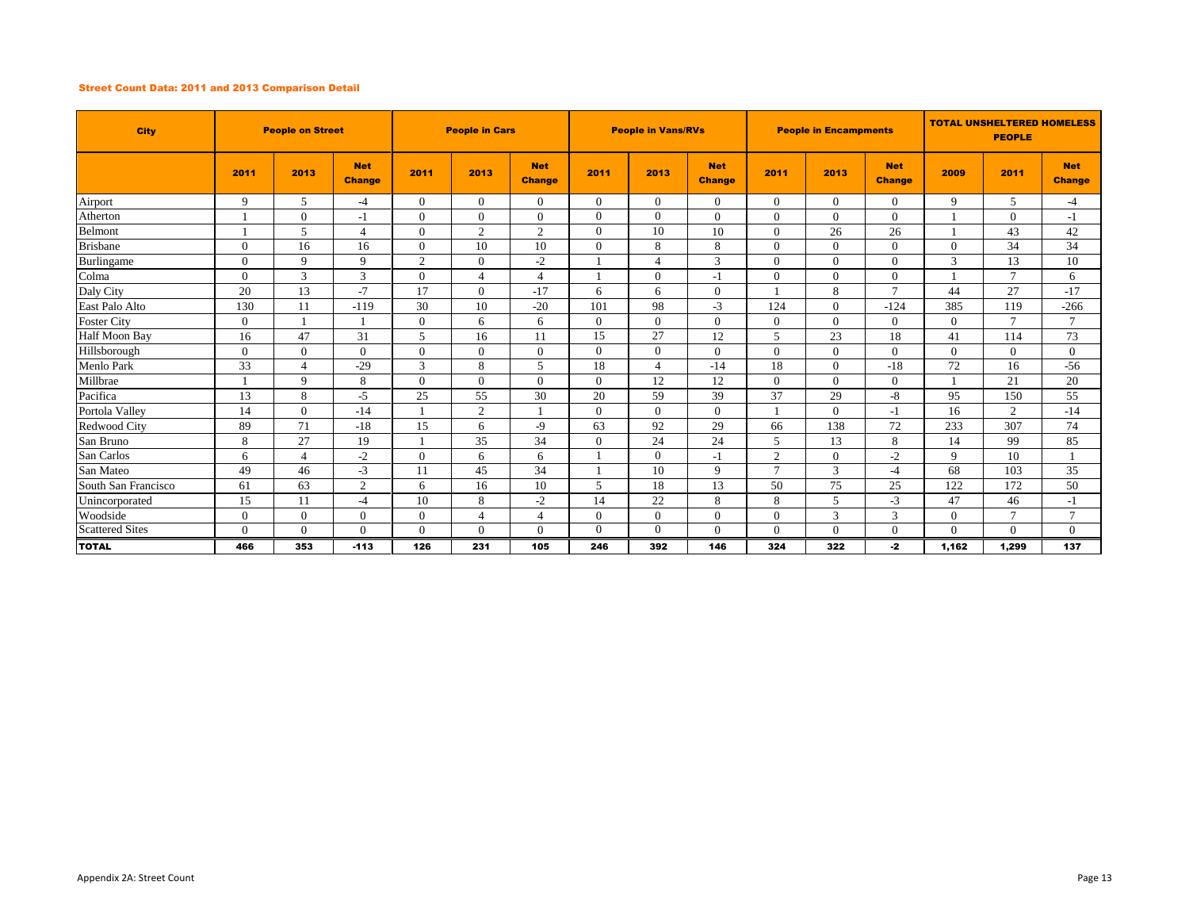## Street Count Data: 2011 and 2013 Comparison Detail

| City | People on Street | | | People in Cars | | | People in Vans/RVs | | | People in Encampments | | | TOTAL UNSHELTERED HOMELESS PEOPLE | | |
|---|---|---|---|---|---|---|---|---|---|---|---|---|---|---|---|
| | 2011 | 2013 | Net Change | 2011 | 2013 | Net Change | 2011 | 2013 | Net Change | 2011 | 2013 | Net Change | 2009 | 2011 | Net Change |
| Airport | 9 | 5 | -4 | 0 | 0 | 0 | 0 | 0 | 0 | 0 | 0 | 0 | 9 | 5 | -4 |
| Atherton | 1 | 0 | -1 | 0 | 0 | 0 | 0 | 0 | 0 | 0 | 0 | 0 | 1 | 0 | -1 |
| Belmont | 1 | 5 | 4 | 0 | 2 | 2 | 0 | 10 | 10 | 0 | 26 | 26 | 1 | 43 | 42 |
| Brisbane | 0 | 16 | 16 | 0 | 10 | 10 | 0 | 8 | 8 | 0 | 0 | 0 | 0 | 34 | 34 |
| Burlingame | 0 | 9 | 9 | 2 | 0 | -2 | 1 | 4 | 3 | 0 | 0 | 0 | 3 | 13 | 10 |
| Colma | 0 | 3 | 3 | 0 | 4 | 4 | 1 | 0 | -1 | 0 | 0 | 0 | 1 | 7 | 6 |
| Daly City | 20 | 13 | -7 | 17 | 0 | -17 | 6 | 6 | 0 | 1 | 8 | 7 | 44 | 27 | -17 |
| East Palo Alto | 130 | 11 | -119 | 30 | 10 | -20 | 101 | 98 | -3 | 124 | 0 | -124 | 385 | 119 | -266 |
| Foster City | 0 | 1 | 1 | 0 | 6 | 6 | 0 | 0 | 0 | 0 | 0 | 0 | 0 | 7 | 7 |
| Half Moon Bay | 16 | 47 | 31 | 5 | 16 | 11 | 15 | 27 | 12 | 5 | 23 | 18 | 41 | 114 | 73 |
| Hillsborough | 0 | 0 | 0 | 0 | 0 | 0 | 0 | 0 | 0 | 0 | 0 | 0 | 0 | 0 | 0 |
| Menlo Park | 33 | 4 | -29 | 3 | 8 | 5 | 18 | 4 | -14 | 18 | 0 | -18 | 72 | 16 | -56 |
| Millbrae | 1 | 9 | 8 | 0 | 0 | 0 | 0 | 12 | 12 | 0 | 0 | 0 | 1 | 21 | 20 |
| Pacifica | 13 | 8 | -5 | 25 | 55 | 30 | 20 | 59 | 39 | 37 | 29 | -8 | 95 | 150 | 55 |
| Portola Valley | 14 | 0 | -14 | 1 | 2 | 1 | 0 | 0 | 0 | 1 | 0 | -1 | 16 | 2 | -14 |
| Redwood City | 89 | 71 | -18 | 15 | 6 | -9 | 63 | 92 | 29 | 66 | 138 | 72 | 233 | 307 | 74 |
| San Bruno | 8 | 27 | 19 | 1 | 35 | 34 | 0 | 24 | 24 | 5 | 13 | 8 | 14 | 99 | 85 |
| San Carlos | 6 | 4 | -2 | 0 | 6 | 6 | 1 | 0 | -1 | 2 | 0 | -2 | 9 | 10 | 1 |
| San Mateo | 49 | 46 | -3 | 11 | 45 | 34 | 1 | 10 | 9 | 7 | 3 | -4 | 68 | 103 | 35 |
| South San Francisco | 61 | 63 | 2 | 6 | 16 | 10 | 5 | 18 | 13 | 50 | 75 | 25 | 122 | 172 | 50 |
| Unincorporated | 15 | 11 | -4 | 10 | 8 | -2 | 14 | 22 | 8 | 8 | 5 | -3 | 47 | 46 | -1 |
| Woodside | 0 | 0 | 0 | 0 | 4 | 4 | 0 | 0 | 0 | 0 | 3 | 3 | 0 | 7 | 7 |
| Scattered Sites | 0 | 0 | 0 | 0 | 0 | 0 | 0 | 0 | 0 | 0 | 0 | 0 | 0 | 0 | 0 |
| **TOTAL** | **466** | **353** | **-113** | **126** | **231** | **105** | **246** | **392** | **146** | **324** | **322** | **-2** | **1,162** | **1,299** | **137** |

Appendix 2A: Street Count